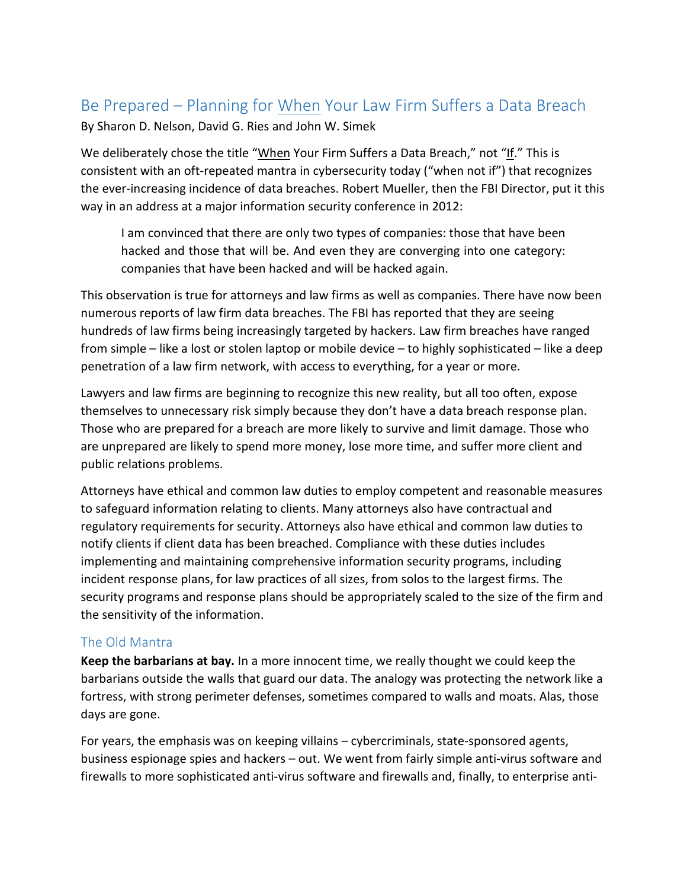# Be Prepared – Planning for When Your Law Firm Suffers a Data Breach

By Sharon D. Nelson, David G. Ries and John W. Simek

We deliberately chose the title "When Your Firm Suffers a Data Breach," not "If." This is consistent with an oft-repeated mantra in cybersecurity today ("when not if") that recognizes the ever-increasing incidence of data breaches. Robert Mueller, then the FBI Director, put it this way in an address at a major information security conference in 2012:

> I am convinced that there are only two types of companies: those that have been hacked and those that will be. And even they are converging into one category: companies that have been hacked and will be hacked again.

This observation is true for attorneys and law firms as well as companies. There have now been numerous reports of law firm data breaches. The FBI has reported that they are seeing hundreds of law firms being increasingly targeted by hackers. Law firm breaches have ranged from simple – like a lost or stolen laptop or mobile device – to highly sophisticated – like a deep penetration of a law firm network, with access to everything, for a year or more.

Lawyers and law firms are beginning to recognize this new reality, but all too often, expose themselves to unnecessary risk simply because they don't have a data breach response plan. Those who are prepared for a breach are more likely to survive and limit damage. Those who are unprepared are likely to spend more money, lose more time, and suffer more client and public relations problems.

Attorneys have ethical and common law duties to employ competent and reasonable measures to safeguard information relating to clients. Many attorneys also have contractual and regulatory requirements for security. Attorneys also have ethical and common law duties to notify clients if client data has been breached. Compliance with these duties includes implementing and maintaining comprehensive information security programs, including incident response plans, for law practices of all sizes, from solos to the largest firms. The security programs and response plans should be appropriately scaled to the size of the firm and the sensitivity of the information.

## The Old Mantra

**Keep the barbarians at bay.** In a more innocent time, we really thought we could keep the barbarians outside the walls that guard our data. The analogy was protecting the network like a fortress, with strong perimeter defenses, sometimes compared to walls and moats. Alas, those days are gone.

For years, the emphasis was on keeping villains – cybercriminals, state-sponsored agents, business espionage spies and hackers – out. We went from fairly simple anti-virus software and firewalls to more sophisticated anti-virus software and firewalls and, finally, to enterprise anti-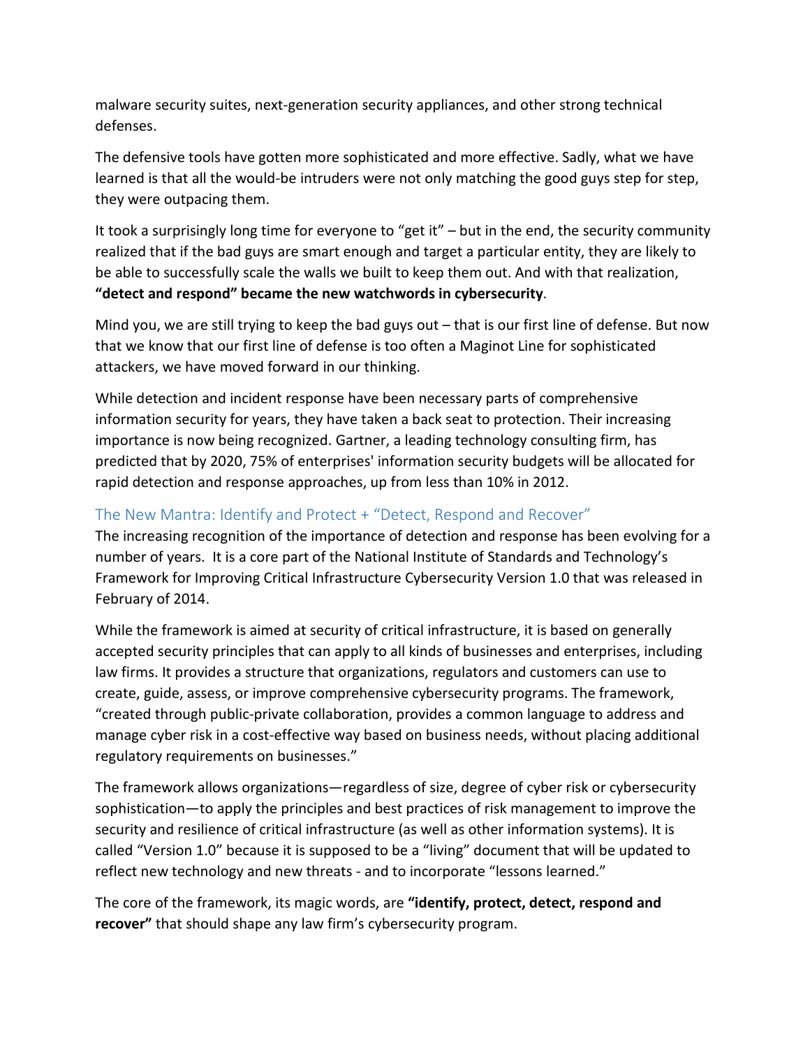malware security suites, next-generation security appliances, and other strong technical defenses.

The defensive tools have gotten more sophisticated and more effective. Sadly, what we have learned is that all the would-be intruders were not only matching the good guys step for step, they were outpacing them.

It took a surprisingly long time for everyone to "get it" – but in the end, the security community realized that if the bad guys are smart enough and target a particular entity, they are likely to be able to successfully scale the walls we built to keep them out. And with that realization, **"detect and respond" became the new watchwords in cybersecurity**.

Mind you, we are still trying to keep the bad guys out – that is our first line of defense. But now that we know that our first line of defense is too often a Maginot Line for sophisticated attackers, we have moved forward in our thinking.

While detection and incident response have been necessary parts of comprehensive information security for years, they have taken a back seat to protection. Their increasing importance is now being recognized. Gartner, a leading technology consulting firm, has predicted that by 2020, 75% of enterprises' information security budgets will be allocated for rapid detection and response approaches, up from less than 10% in 2012.

## The New Mantra: Identify and Protect + "Detect, Respond and Recover"

The increasing recognition of the importance of detection and response has been evolving for a number of years. It is a core part of the National Institute of Standards and Technology's Framework for Improving Critical Infrastructure Cybersecurity Version 1.0 that was released in February of 2014.

While the framework is aimed at security of critical infrastructure, it is based on generally accepted security principles that can apply to all kinds of businesses and enterprises, including law firms. It provides a structure that organizations, regulators and customers can use to create, guide, assess, or improve comprehensive cybersecurity programs. The framework, "created through public-private collaboration, provides a common language to address and manage cyber risk in a cost-effective way based on business needs, without placing additional regulatory requirements on businesses."

The framework allows organizations—regardless of size, degree of cyber risk or cybersecurity sophistication—to apply the principles and best practices of risk management to improve the security and resilience of critical infrastructure (as well as other information systems). It is called "Version 1.0" because it is supposed to be a "living" document that will be updated to reflect new technology and new threats - and to incorporate "lessons learned."

The core of the framework, its magic words, are **"identify, protect, detect, respond and recover"** that should shape any law firm's cybersecurity program.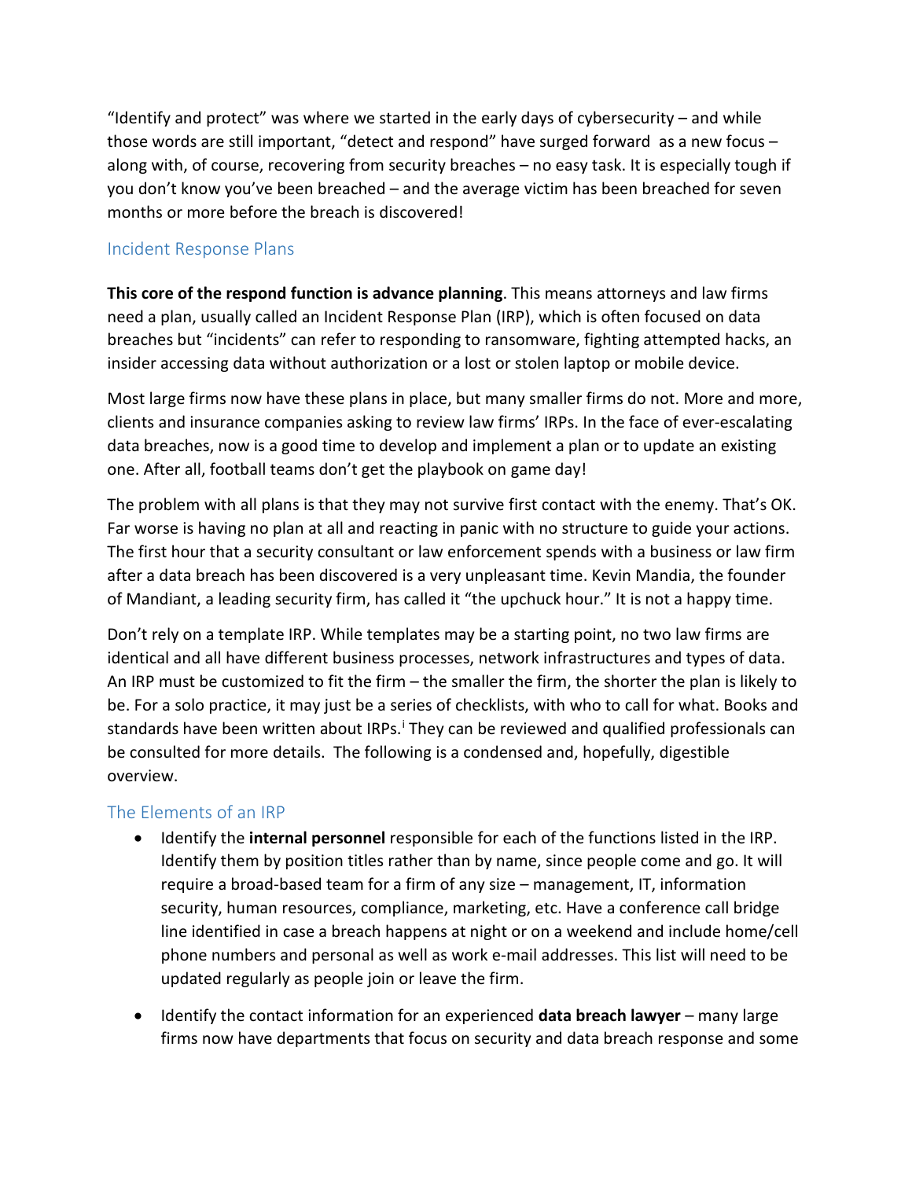"Identify and protect" was where we started in the early days of cybersecurity – and while those words are still important, "detect and respond" have surged forward as a new focus – along with, of course, recovering from security breaches – no easy task. It is especially tough if you don't know you've been breached – and the average victim has been breached for seven months or more before the breach is discovered!

## Incident Response Plans

**This core of the respond function is advance planning**. This means attorneys and law firms need a plan, usually called an Incident Response Plan (IRP), which is often focused on data breaches but "incidents" can refer to responding to ransomware, fighting attempted hacks, an insider accessing data without authorization or a lost or stolen laptop or mobile device.

Most large firms now have these plans in place, but many smaller firms do not. More and more, clients and insurance companies asking to review law firms' IRPs. In the face of ever-escalating data breaches, now is a good time to develop and implement a plan or to update an existing one. After all, football teams don't get the playbook on game day!

The problem with all plans is that they may not survive first contact with the enemy. That's OK. Far worse is having no plan at all and reacting in panic with no structure to guide your actions. The first hour that a security consultant or law enforcement spends with a business or law firm after a data breach has been discovered is a very unpleasant time. Kevin Mandia, the founder of Mandiant, a leading security firm, has called it "the upchuck hour." It is not a happy time.

Don't rely on a template IRP. While templates may be a starting point, no two law firms are identical and all have different business processes, network infrastructures and types of data. An IRP must be customized to fit the firm – the smaller the firm, the shorter the plan is likely to be. For a solo practice, it may just be a series of checklists, with who to call for what. Books and standards have been written about IRPs.[i] They can be reviewed and qualified professionals can be consulted for more details. The following is a condensed and, hopefully, digestible overview.

## The Elements of an IRP

- Identify the **internal personnel** responsible for each of the functions listed in the IRP. Identify them by position titles rather than by name, since people come and go. It will require a broad-based team for a firm of any size – management, IT, information security, human resources, compliance, marketing, etc. Have a conference call bridge line identified in case a breach happens at night or on a weekend and include home/cell phone numbers and personal as well as work e-mail addresses. This list will need to be updated regularly as people join or leave the firm.
- Identify the contact information for an experienced **data breach lawyer** – many large firms now have departments that focus on security and data breach response and some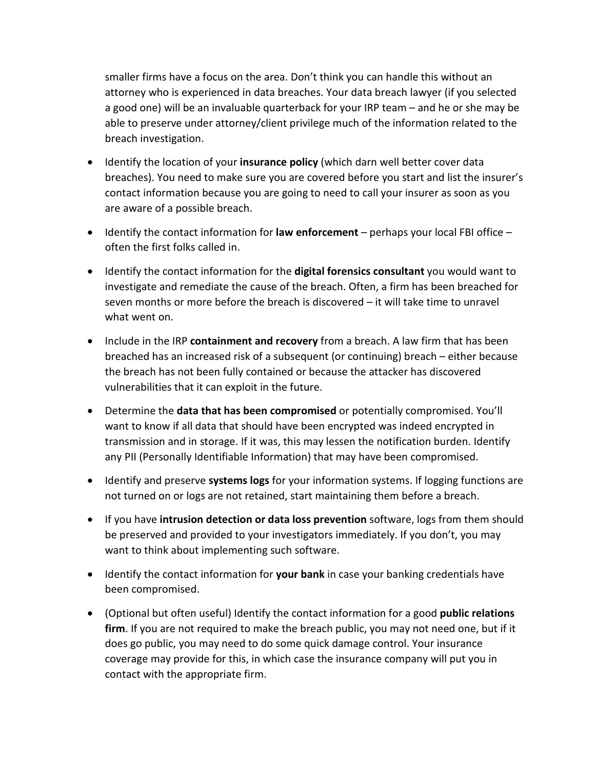smaller firms have a focus on the area. Don't think you can handle this without an attorney who is experienced in data breaches. Your data breach lawyer (if you selected a good one) will be an invaluable quarterback for your IRP team – and he or she may be able to preserve under attorney/client privilege much of the information related to the breach investigation.

- Identify the location of your **insurance policy** (which darn well better cover data breaches). You need to make sure you are covered before you start and list the insurer's contact information because you are going to need to call your insurer as soon as you are aware of a possible breach.
- Identify the contact information for **law enforcement** – perhaps your local FBI office – often the first folks called in.
- Identify the contact information for the **digital forensics consultant** you would want to investigate and remediate the cause of the breach. Often, a firm has been breached for seven months or more before the breach is discovered – it will take time to unravel what went on.
- Include in the IRP **containment and recovery** from a breach. A law firm that has been breached has an increased risk of a subsequent (or continuing) breach – either because the breach has not been fully contained or because the attacker has discovered vulnerabilities that it can exploit in the future.
- Determine the **data that has been compromised** or potentially compromised. You'll want to know if all data that should have been encrypted was indeed encrypted in transmission and in storage. If it was, this may lessen the notification burden. Identify any PII (Personally Identifiable Information) that may have been compromised.
- Identify and preserve **systems logs** for your information systems. If logging functions are not turned on or logs are not retained, start maintaining them before a breach.
- If you have **intrusion detection or data loss prevention** software, logs from them should be preserved and provided to your investigators immediately. If you don't, you may want to think about implementing such software.
- Identify the contact information for **your bank** in case your banking credentials have been compromised.
- (Optional but often useful) Identify the contact information for a good **public relations firm**. If you are not required to make the breach public, you may not need one, but if it does go public, you may need to do some quick damage control. Your insurance coverage may provide for this, in which case the insurance company will put you in contact with the appropriate firm.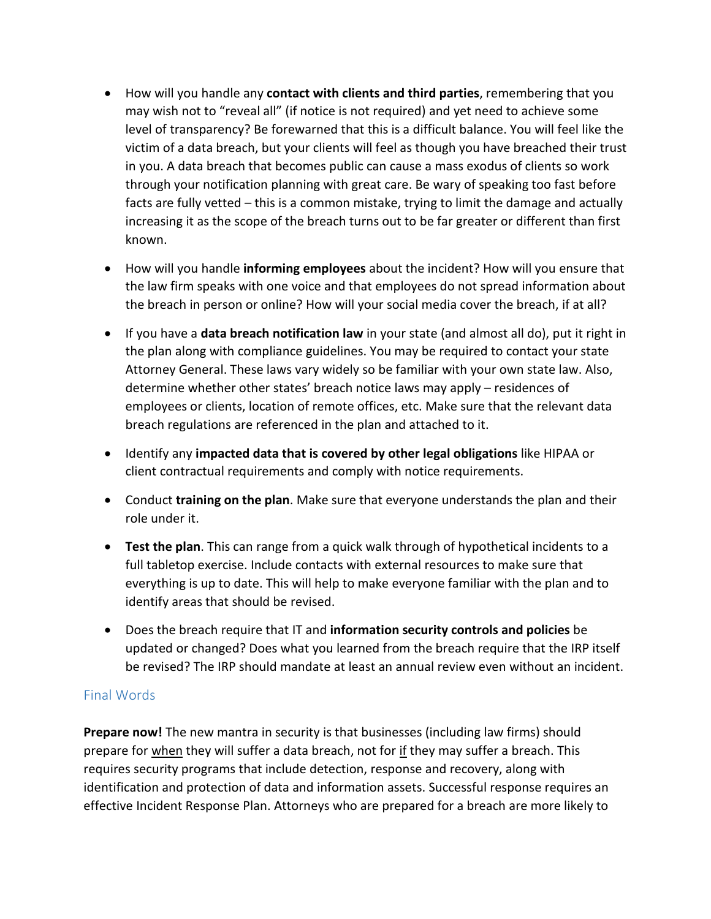- How will you handle any **contact with clients and third parties**, remembering that you may wish not to "reveal all" (if notice is not required) and yet need to achieve some level of transparency? Be forewarned that this is a difficult balance. You will feel like the victim of a data breach, but your clients will feel as though you have breached their trust in you. A data breach that becomes public can cause a mass exodus of clients so work through your notification planning with great care. Be wary of speaking too fast before facts are fully vetted – this is a common mistake, trying to limit the damage and actually increasing it as the scope of the breach turns out to be far greater or different than first known.

- How will you handle **informing employees** about the incident? How will you ensure that the law firm speaks with one voice and that employees do not spread information about the breach in person or online? How will your social media cover the breach, if at all?

- If you have a **data breach notification law** in your state (and almost all do), put it right in the plan along with compliance guidelines. You may be required to contact your state Attorney General. These laws vary widely so be familiar with your own state law. Also, determine whether other states' breach notice laws may apply – residences of employees or clients, location of remote offices, etc. Make sure that the relevant data breach regulations are referenced in the plan and attached to it.

- Identify any **impacted data that is covered by other legal obligations** like HIPAA or client contractual requirements and comply with notice requirements.

- Conduct **training on the plan**. Make sure that everyone understands the plan and their role under it.

- **Test the plan**. This can range from a quick walk through of hypothetical incidents to a full tabletop exercise. Include contacts with external resources to make sure that everything is up to date. This will help to make everyone familiar with the plan and to identify areas that should be revised.

- Does the breach require that IT and **information security controls and policies** be updated or changed? Does what you learned from the breach require that the IRP itself be revised? The IRP should mandate at least an annual review even without an incident.

## Final Words

**Prepare now!** The new mantra in security is that businesses (including law firms) should prepare for <u>when</u> they will suffer a data breach, not for <u>if</u> they may suffer a breach. This requires security programs that include detection, response and recovery, along with identification and protection of data and information assets. Successful response requires an effective Incident Response Plan. Attorneys who are prepared for a breach are more likely to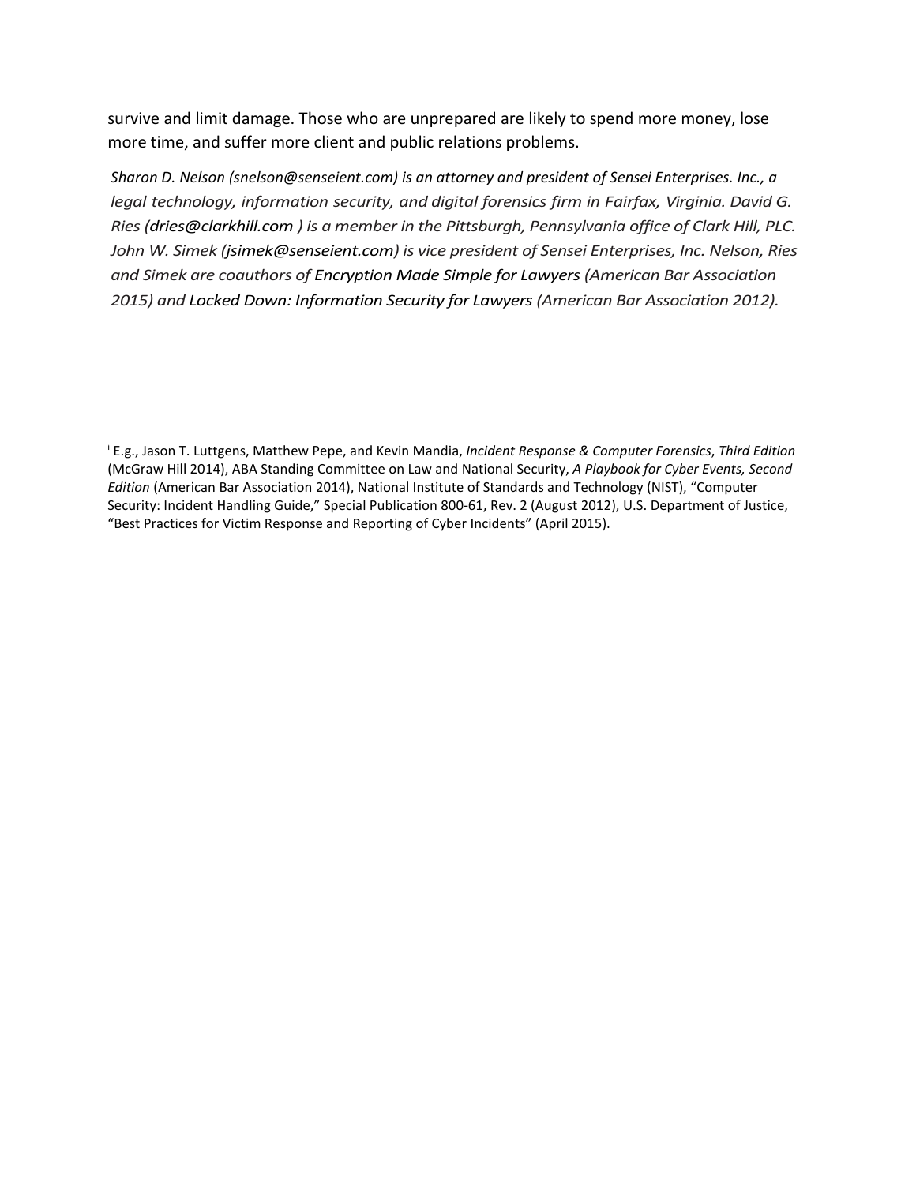survive and limit damage. Those who are unprepared are likely to spend more money, lose more time, and suffer more client and public relations problems.

*Sharon D. Nelson (snelson@senseient.com) is an attorney and president of Sensei Enterprises. Inc., a legal technology, information security, and digital forensics firm in Fairfax, Virginia. David G. Ries (dries@clarkhill.com ) is a member in the Pittsburgh, Pennsylvania office of Clark Hill, PLC. John W. Simek (jsimek@senseient.com) is vice president of Sensei Enterprises, Inc. Nelson, Ries and Simek are coauthors of* Encryption Made Simple for Lawyers *(American Bar Association 2015) and* Locked Down: Information Security for Lawyers *(American Bar Association 2012).*

---

[i] E.g., Jason T. Luttgens, Matthew Pepe, and Kevin Mandia, *Incident Response & Computer Forensics*, *Third Edition* (McGraw Hill 2014), ABA Standing Committee on Law and National Security, *A Playbook for Cyber Events, Second Edition* (American Bar Association 2014), National Institute of Standards and Technology (NIST), "Computer Security: Incident Handling Guide," Special Publication 800-61, Rev. 2 (August 2012), U.S. Department of Justice, "Best Practices for Victim Response and Reporting of Cyber Incidents" (April 2015).